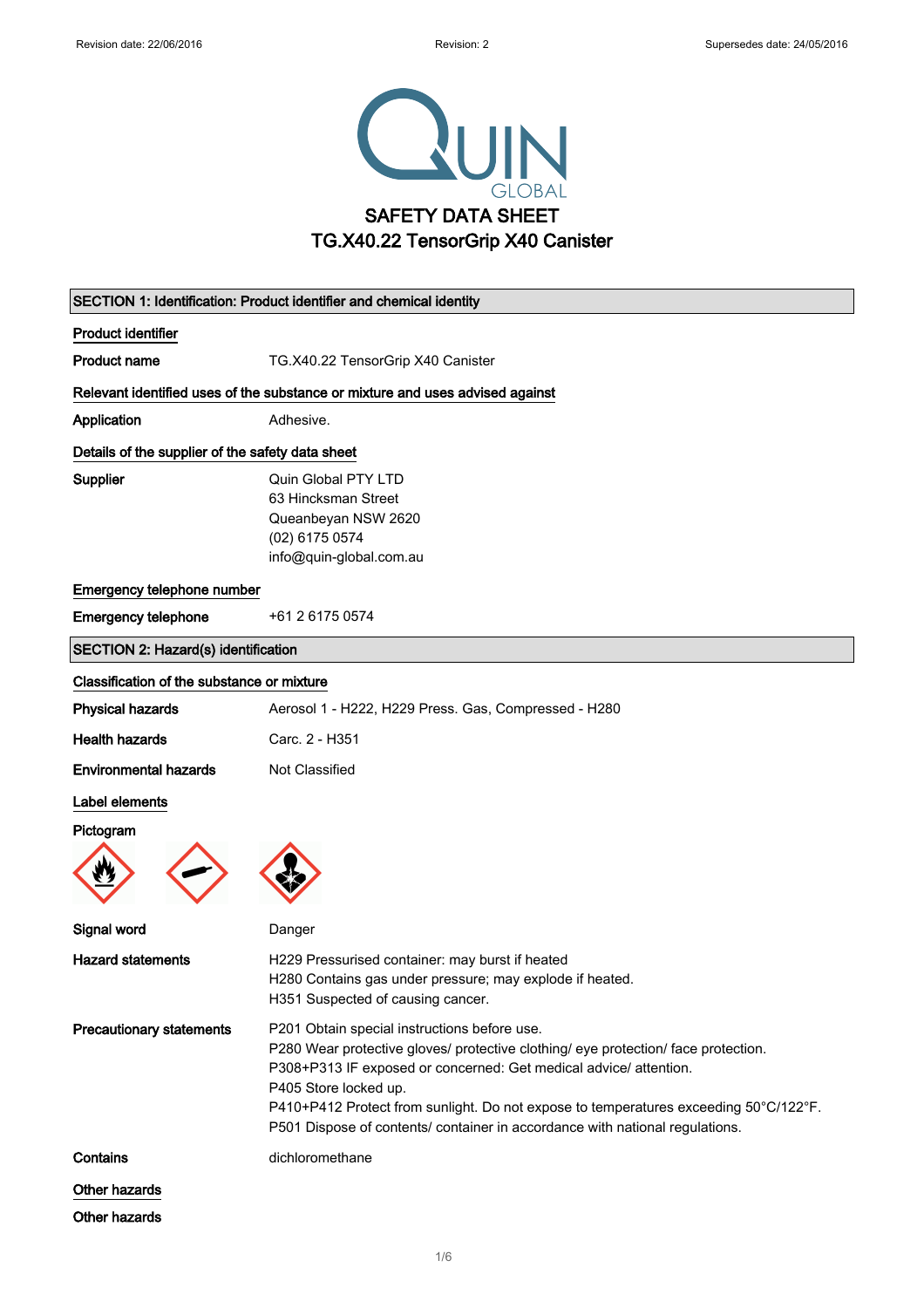Revision date: 22/06/2016 | Revision: 2 | Supersedes date: 24/05/2016

# SAFETY DATA SHEET
# TG.X40.22 TensorGrip X40 Canister

## SECTION 1: Identification: Product identifier and chemical identity

**Product identifier**

**Product name** TG.X40.22 TensorGrip X40 Canister

**Relevant identified uses of the substance or mixture and uses advised against**

**Application** Adhesive.

**Details of the supplier of the safety data sheet**

**Supplier**
Quin Global PTY LTD
63 Hincksman Street
Queanbeyan NSW 2620
(02) 6175 0574
info@quin-global.com.au

**Emergency telephone number**

**Emergency telephone** +61 2 6175 0574

## SECTION 2: Hazard(s) identification

**Classification of the substance or mixture**

**Physical hazards** Aerosol 1 - H222, H229 Press. Gas, Compressed - H280

**Health hazards** Carc. 2 - H351

**Environmental hazards** Not Classified

**Label elements**

**Pictogram**

**Signal word** Danger

**Hazard statements**
H229 Pressurised container: may burst if heated
H280 Contains gas under pressure; may explode if heated.
H351 Suspected of causing cancer.

**Precautionary statements**
P201 Obtain special instructions before use.
P280 Wear protective gloves/ protective clothing/ eye protection/ face protection.
P308+P313 IF exposed or concerned: Get medical advice/ attention.
P405 Store locked up.
P410+P412 Protect from sunlight. Do not expose to temperatures exceeding 50°C/122°F.
P501 Dispose of contents/ container in accordance with national regulations.

**Contains** dichloromethane

**Other hazards**

**Other hazards**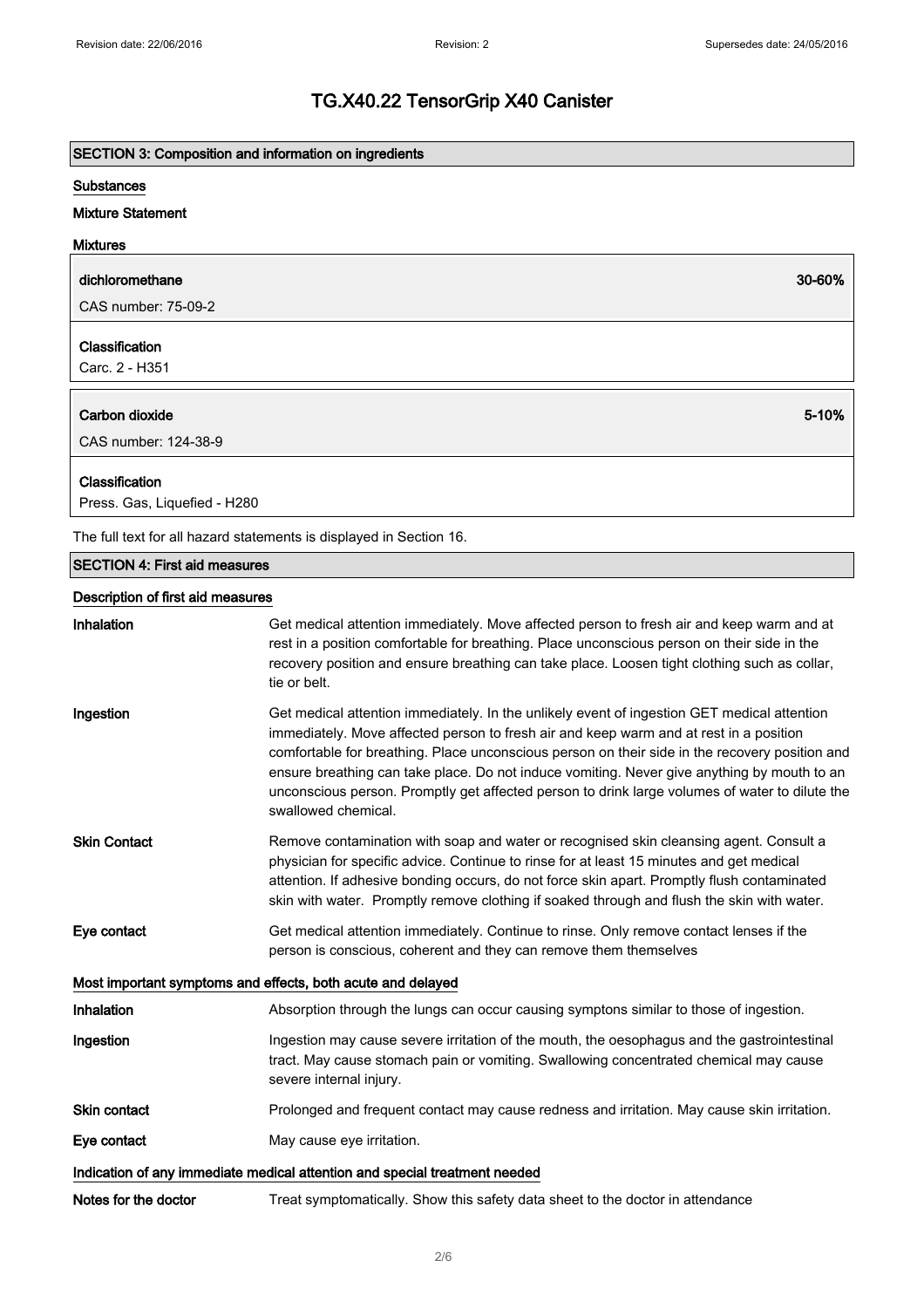# TG.X40.22 TensorGrip X40 Canister

## SECTION 3: Composition and information on ingredients

**Substances**

**Mixture Statement**

**Mixtures**

| **dichloromethane** | **30-60%** |
|---|---|
| CAS number: 75-09-2 | |

**Classification**

Carc. 2 - H351

| **Carbon dioxide** | **5-10%** |
|---|---|
| CAS number: 124-38-9 | |

**Classification**

Press. Gas, Liquefied - H280

The full text for all hazard statements is displayed in Section 16.

## SECTION 4: First aid measures

### Description of first aid measures

**Inhalation**

Get medical attention immediately. Move affected person to fresh air and keep warm and at rest in a position comfortable for breathing. Place unconscious person on their side in the recovery position and ensure breathing can take place. Loosen tight clothing such as collar, tie or belt.

**Ingestion**

Get medical attention immediately. In the unlikely event of ingestion GET medical attention immediately. Move affected person to fresh air and keep warm and at rest in a position comfortable for breathing. Place unconscious person on their side in the recovery position and ensure breathing can take place. Do not induce vomiting. Never give anything by mouth to an unconscious person. Promptly get affected person to drink large volumes of water to dilute the swallowed chemical.

**Skin Contact**

Remove contamination with soap and water or recognised skin cleansing agent. Consult a physician for specific advice. Continue to rinse for at least 15 minutes and get medical attention. If adhesive bonding occurs, do not force skin apart. Promptly flush contaminated skin with water. Promptly remove clothing if soaked through and flush the skin with water.

**Eye contact**

Get medical attention immediately. Continue to rinse. Only remove contact lenses if the person is conscious, coherent and they can remove them themselves

### Most important symptoms and effects, both acute and delayed

**Inhalation**

Absorption through the lungs can occur causing symptons similar to those of ingestion.

**Ingestion**

Ingestion may cause severe irritation of the mouth, the oesophagus and the gastrointestinal tract. May cause stomach pain or vomiting. Swallowing concentrated chemical may cause severe internal injury.

**Skin contact**

Prolonged and frequent contact may cause redness and irritation. May cause skin irritation.

**Eye contact**

May cause eye irritation.

### Indication of any immediate medical attention and special treatment needed

**Notes for the doctor**

Treat symptomatically. Show this safety data sheet to the doctor in attendance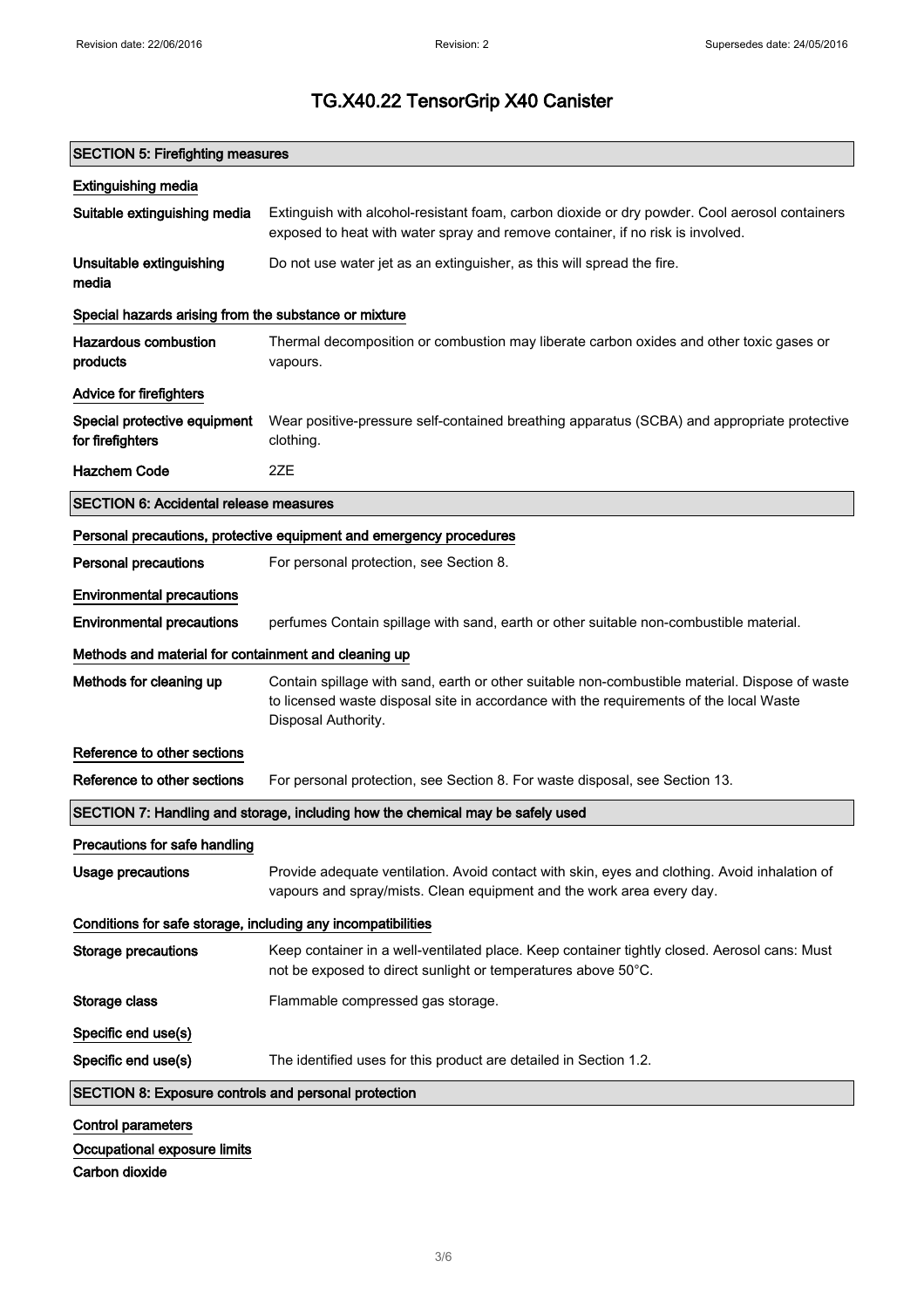# TG.X40.22 TensorGrip X40 Canister

## SECTION 5: Firefighting measures

### Extinguishing media

**Suitable extinguishing media** Extinguish with alcohol-resistant foam, carbon dioxide or dry powder. Cool aerosol containers exposed to heat with water spray and remove container, if no risk is involved.

**Unsuitable extinguishing media** Do not use water jet as an extinguisher, as this will spread the fire.

### Special hazards arising from the substance or mixture

**Hazardous combustion products** Thermal decomposition or combustion may liberate carbon oxides and other toxic gases or vapours.

### Advice for firefighters

**Special protective equipment for firefighters** Wear positive-pressure self-contained breathing apparatus (SCBA) and appropriate protective clothing.

**Hazchem Code** 2ZE

## SECTION 6: Accidental release measures

### Personal precautions, protective equipment and emergency procedures

**Personal precautions** For personal protection, see Section 8.

### Environmental precautions

**Environmental precautions** perfumes Contain spillage with sand, earth or other suitable non-combustible material.

### Methods and material for containment and cleaning up

**Methods for cleaning up** Contain spillage with sand, earth or other suitable non-combustible material. Dispose of waste to licensed waste disposal site in accordance with the requirements of the local Waste Disposal Authority.

### Reference to other sections

**Reference to other sections** For personal protection, see Section 8. For waste disposal, see Section 13.

## SECTION 7: Handling and storage, including how the chemical may be safely used

### Precautions for safe handling

**Usage precautions** Provide adequate ventilation. Avoid contact with skin, eyes and clothing. Avoid inhalation of vapours and spray/mists. Clean equipment and the work area every day.

### Conditions for safe storage, including any incompatibilities

**Storage precautions** Keep container in a well-ventilated place. Keep container tightly closed. Aerosol cans: Must not be exposed to direct sunlight or temperatures above 50°C.

**Storage class** Flammable compressed gas storage.

### Specific end use(s)

**Specific end use(s)** The identified uses for this product are detailed in Section 1.2.

## SECTION 8: Exposure controls and personal protection

### Control parameters

### Occupational exposure limits

**Carbon dioxide**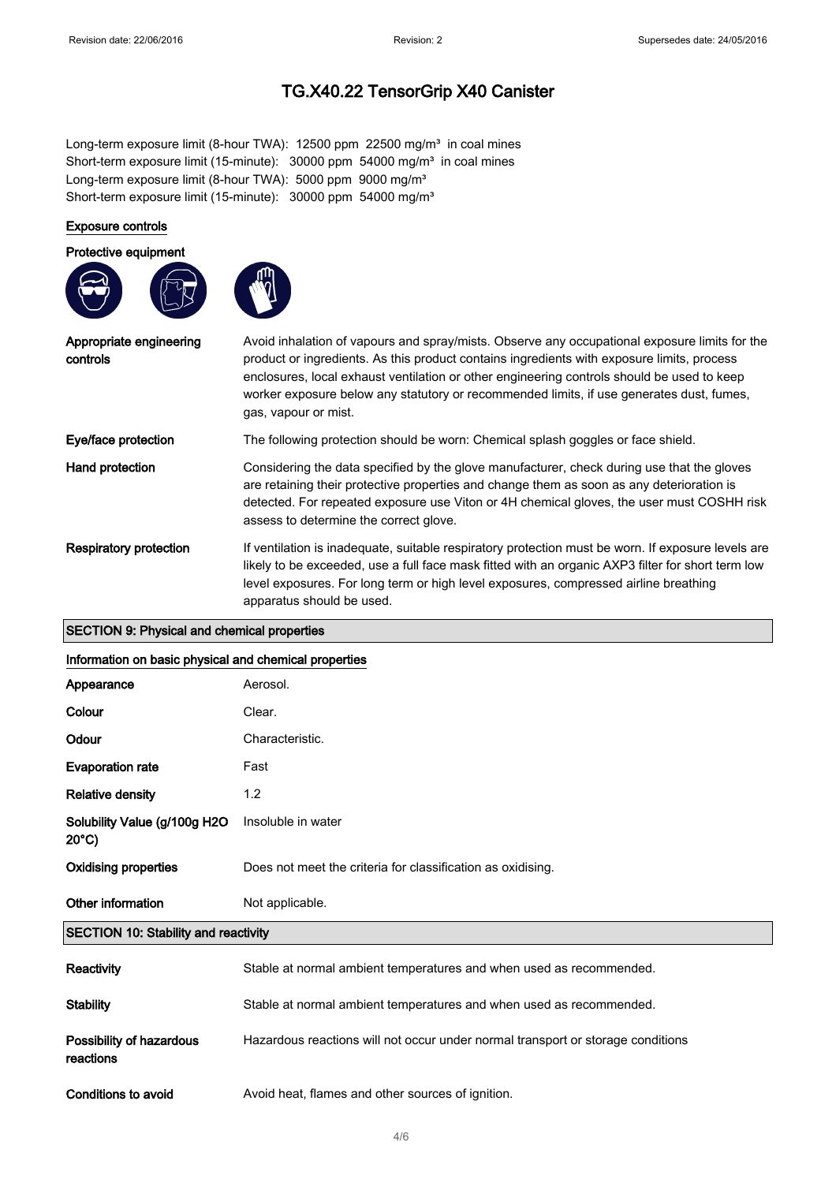Long-term exposure limit (8-hour TWA): 12500 ppm 22500 mg/m³ in coal mines
Short-term exposure limit (15-minute): 30000 ppm 54000 mg/m³ in coal mines
Long-term exposure limit (8-hour TWA): 5000 ppm 9000 mg/m³
Short-term exposure limit (15-minute): 30000 ppm 54000 mg/m³

### Exposure controls

#### Protective equipment

| | |
|---|---|
| **Appropriate engineering controls** | Avoid inhalation of vapours and spray/mists. Observe any occupational exposure limits for the product or ingredients. As this product contains ingredients with exposure limits, process enclosures, local exhaust ventilation or other engineering controls should be used to keep worker exposure below any statutory or recommended limits, if use generates dust, fumes, gas, vapour or mist. |
| **Eye/face protection** | The following protection should be worn: Chemical splash goggles or face shield. |
| **Hand protection** | Considering the data specified by the glove manufacturer, check during use that the gloves are retaining their protective properties and change them as soon as any deterioration is detected. For repeated exposure use Viton or 4H chemical gloves, the user must COSHH risk assess to determine the correct glove. |
| **Respiratory protection** | If ventilation is inadequate, suitable respiratory protection must be worn. If exposure levels are likely to be exceeded, use a full face mask fitted with an organic AXP3 filter for short term low level exposures. For long term or high level exposures, compressed airline breathing apparatus should be used. |

## SECTION 9: Physical and chemical properties

### Information on basic physical and chemical properties

| | |
|---|---|
| **Appearance** | Aerosol. |
| **Colour** | Clear. |
| **Odour** | Characteristic. |
| **Evaporation rate** | Fast |
| **Relative density** | 1.2 |
| **Solubility Value (g/100g H2O 20°C)** | Insoluble in water |
| **Oxidising properties** | Does not meet the criteria for classification as oxidising. |
| **Other information** | Not applicable. |

## SECTION 10: Stability and reactivity

| | |
|---|---|
| **Reactivity** | Stable at normal ambient temperatures and when used as recommended. |
| **Stability** | Stable at normal ambient temperatures and when used as recommended. |
| **Possibility of hazardous reactions** | Hazardous reactions will not occur under normal transport or storage conditions |
| **Conditions to avoid** | Avoid heat, flames and other sources of ignition. |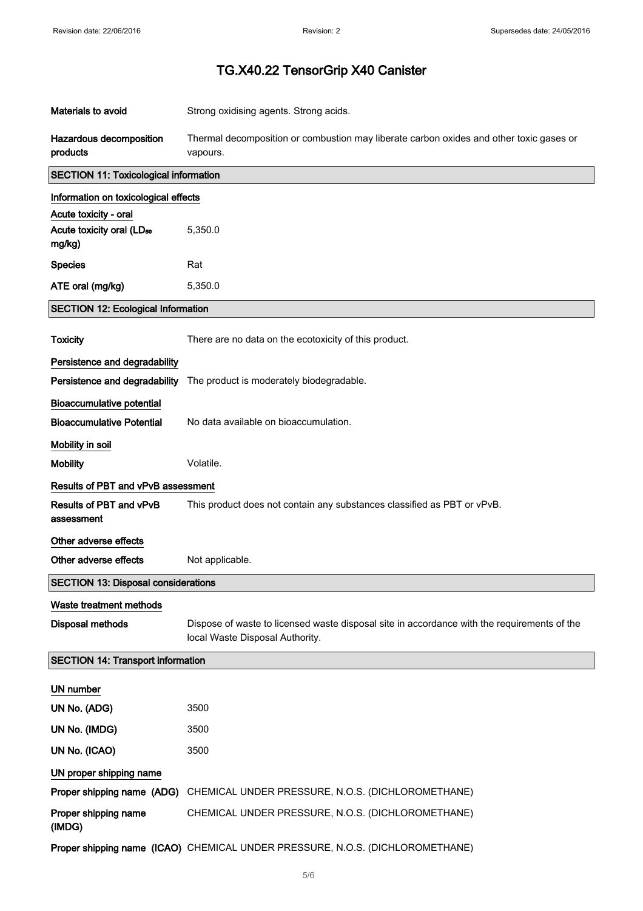# TG.X40.22 TensorGrip X40 Canister

| | |
|---|---|
| **Materials to avoid** | Strong oxidising agents. Strong acids. |
| **Hazardous decomposition products** | Thermal decomposition or combustion may liberate carbon oxides and other toxic gases or vapours. |

## SECTION 11: Toxicological information

### Information on toxicological effects

**Acute toxicity - oral**

| | |
|---|---|
| **Acute toxicity oral ($LD_{50}$ mg/kg)** | 5,350.0 |
| **Species** | Rat |
| **ATE oral (mg/kg)** | 5,350.0 |

## SECTION 12: Ecological Information

| | |
|---|---|
| **Toxicity** | There are no data on the ecotoxicity of this product. |

### Persistence and degradability

| | |
|---|---|
| **Persistence and degradability** | The product is moderately biodegradable. |

### Bioaccumulative potential

| | |
|---|---|
| **Bioaccumulative Potential** | No data available on bioaccumulation. |

### Mobility in soil

| | |
|---|---|
| **Mobility** | Volatile. |

### Results of PBT and vPvB assessment

| | |
|---|---|
| **Results of PBT and vPvB assessment** | This product does not contain any substances classified as PBT or vPvB. |

### Other adverse effects

| | |
|---|---|
| **Other adverse effects** | Not applicable. |

## SECTION 13: Disposal considerations

### Waste treatment methods

| | |
|---|---|
| **Disposal methods** | Dispose of waste to licensed waste disposal site in accordance with the requirements of the local Waste Disposal Authority. |

## SECTION 14: Transport information

### UN number

| | |
|---|---|
| **UN No. (ADG)** | 3500 |
| **UN No. (IMDG)** | 3500 |
| **UN No. (ICAO)** | 3500 |

### UN proper shipping name

| | |
|---|---|
| **Proper shipping name (ADG)** | CHEMICAL UNDER PRESSURE, N.O.S. (DICHLOROMETHANE) |
| **Proper shipping name (IMDG)** | CHEMICAL UNDER PRESSURE, N.O.S. (DICHLOROMETHANE) |
| **Proper shipping name (ICAO)** | CHEMICAL UNDER PRESSURE, N.O.S. (DICHLOROMETHANE) |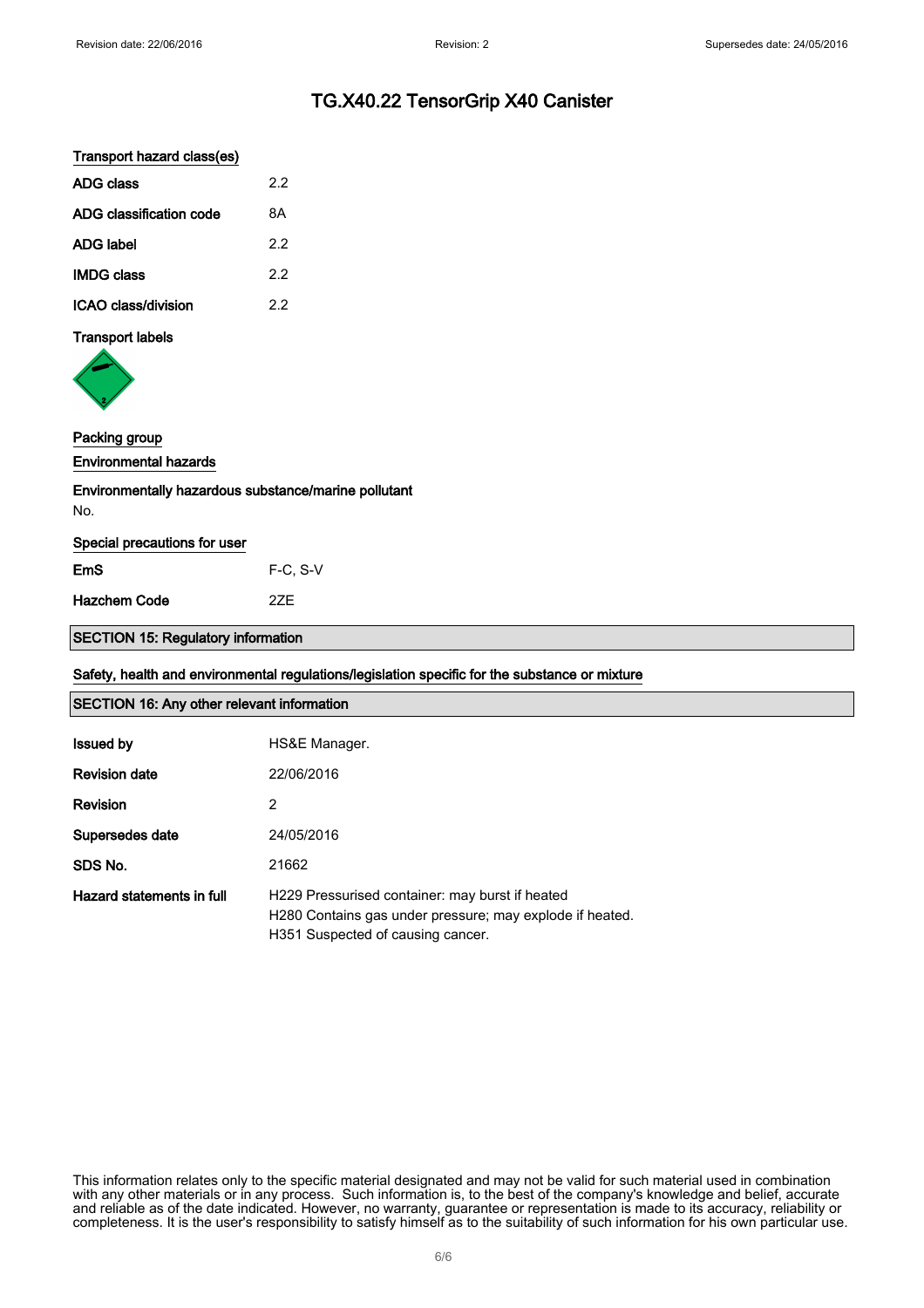# TG.X40.22 TensorGrip X40 Canister

### Transport hazard class(es)

| | |
|---|---|
| **ADG class** | 2.2 |
| **ADG classification code** | 8A |
| **ADG label** | 2.2 |
| **IMDG class** | 2.2 |
| **ICAO class/division** | 2.2 |

**Transport labels**

### Packing group

### Environmental hazards

**Environmentally hazardous substance/marine pollutant**

No.

### Special precautions for user

| | |
|---|---|
| **EmS** | F-C, S-V |
| **Hazchem Code** | 2ZE |

## SECTION 15: Regulatory information

### Safety, health and environmental regulations/legislation specific for the substance or mixture

## SECTION 16: Any other relevant information

| | |
|---|---|
| **Issued by** | HS&E Manager. |
| **Revision date** | 22/06/2016 |
| **Revision** | 2 |
| **Supersedes date** | 24/05/2016 |
| **SDS No.** | 21662 |
| **Hazard statements in full** | H229 Pressurised container: may burst if heated<br>H280 Contains gas under pressure; may explode if heated.<br>H351 Suspected of causing cancer. |

This information relates only to the specific material designated and may not be valid for such material used in combination with any other materials or in any process. Such information is, to the best of the company's knowledge and belief, accurate and reliable as of the date indicated. However, no warranty, guarantee or representation is made to its accuracy, reliability or completeness. It is the user's responsibility to satisfy himself as to the suitability of such information for his own particular use.